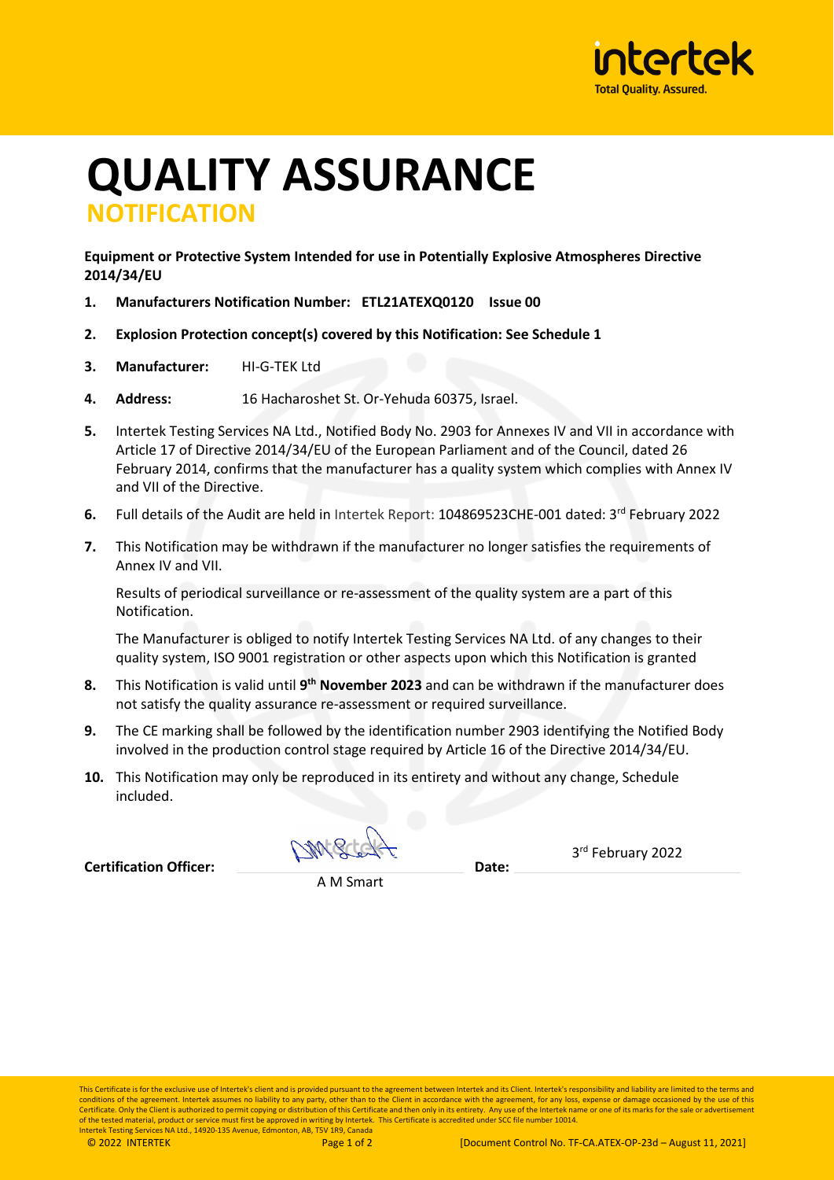# QUALITY ASSURANCE

## NOTIFICATION

**Equipment or Protective System Intended for use in Potentially Explosive Atmospheres Directive 2014/34/EU**

1. **Manufacturers Notification Number: ETL21ATEXQ0120 Issue 00**
2. **Explosion Protection concept(s) covered by this Notification: See Schedule 1**
3. **Manufacturer:** HI-G-TEK Ltd
4. **Address:** 16 Hacharoshet St. Or-Yehuda 60375, Israel.
5. Intertek Testing Services NA Ltd., Notified Body No. 2903 for Annexes IV and VII in accordance with Article 17 of Directive 2014/34/EU of the European Parliament and of the Council, dated 26 February 2014, confirms that the manufacturer has a quality system which complies with Annex IV and VII of the Directive.
6. Full details of the Audit are held in Intertek Report: 104869523CHE-001 dated: 3rd February 2022
7. This Notification may be withdrawn if the manufacturer no longer satisfies the requirements of Annex IV and VII.

   Results of periodical surveillance or re-assessment of the quality system are a part of this Notification.

   The Manufacturer is obliged to notify Intertek Testing Services NA Ltd. of any changes to their quality system, ISO 9001 registration or other aspects upon which this Notification is granted
8. This Notification is valid until **9th November 2023** and can be withdrawn if the manufacturer does not satisfy the quality assurance re-assessment or required surveillance.
9. The CE marking shall be followed by the identification number 2903 identifying the Notified Body involved in the production control stage required by Article 16 of the Directive 2014/34/EU.
10. This Notification may only be reproduced in its entirety and without any change, Schedule included.

**Certification Officer:** A M Smart **Date:** 3rd February 2022

This Certificate is for the exclusive use of Intertek's client and is provided pursuant to the agreement between Intertek and its Client. Intertek's responsibility and liability are limited to the terms and conditions of the agreement. Intertek assumes no liability to any party, other than to the Client in accordance with the agreement, for any loss, expense or damage occasioned by the use of this Certificate. Only the Client is authorized to permit copying or distribution of this Certificate and then only in its entirety. Any use of the Intertek name or one of its marks for the sale or advertisement of the tested material, product or service must first be approved in writing by Intertek. This Certificate is accredited under SCC file number 10014.
Intertek Testing Services NA Ltd., 14920-135 Avenue, Edmonton, AB, T5V 1R9, Canada

© 2022 INTERTEK [Document Control No. TF-CA.ATEX-OP-23d – August 11, 2021]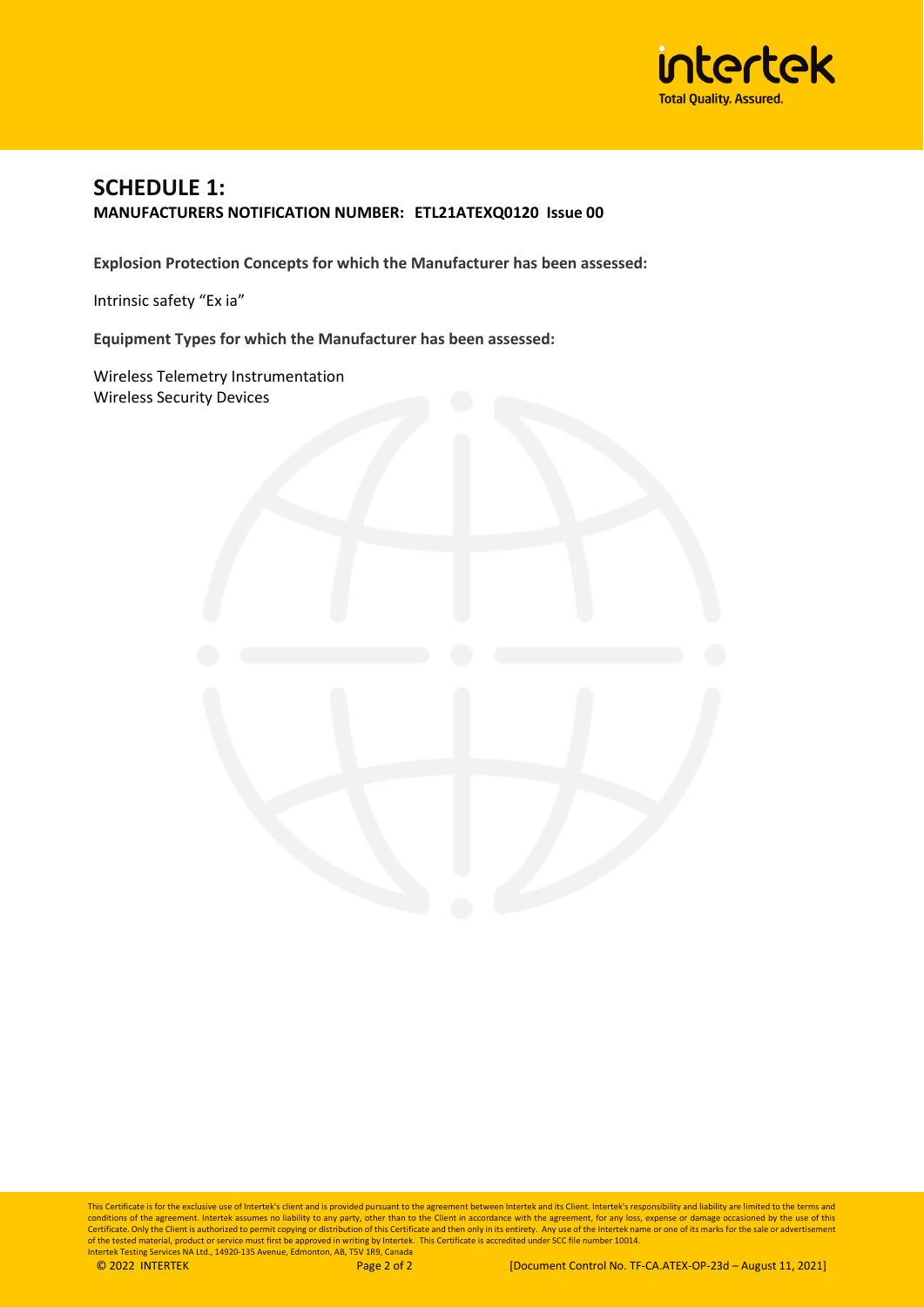# SCHEDULE 1:

**MANUFACTURERS NOTIFICATION NUMBER: ETL21ATEXQ0120 Issue 00**

**Explosion Protection Concepts for which the Manufacturer has been assessed:**

Intrinsic safety “Ex ia”

**Equipment Types for which the Manufacturer has been assessed:**

Wireless Telemetry Instrumentation
Wireless Security Devices

This Certificate is for the exclusive use of Intertek's client and is provided pursuant to the agreement between Intertek and its Client. Intertek's responsibility and liability are limited to the terms and conditions of the agreement. Intertek assumes no liability to any party, other than to the Client in accordance with the agreement, for any loss, expense or damage occasioned by the use of this Certificate. Only the Client is authorized to permit copying or distribution of this Certificate and then only in its entirety. Any use of the Intertek name or one of its marks for the sale or advertisement of the tested material, product or service must first be approved in writing by Intertek. This Certificate is accredited under SCC file number 10014.
Intertek Testing Services NA Ltd., 14920-135 Avenue, Edmonton, AB, T5V 1R9, Canada

© 2022 INTERTEK [Document Control No. TF-CA.ATEX-OP-23d – August 11, 2021]